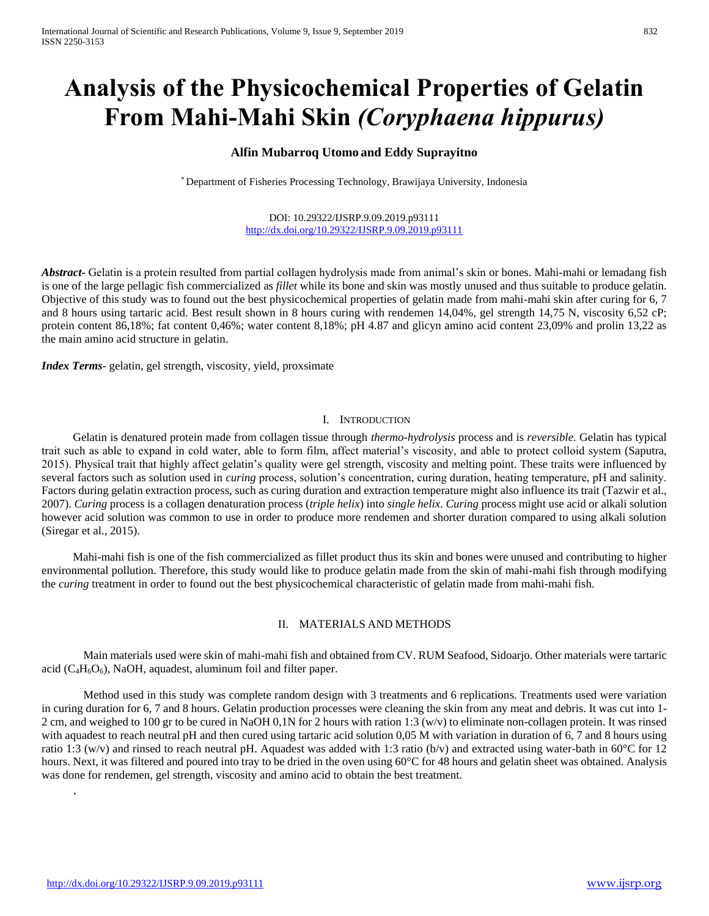# Analysis of the Physicochemical Properties of Gelatin From Mahi-Mahi Skin *(Coryphaena hippurus)*

**Alfin Mubarroq Utomo and Eddy Suprayitno**

[*] Department of Fisheries Processing Technology, Brawijaya University, Indonesia

DOI: 10.29322/IJSRP.9.09.2019.p93111
http://dx.doi.org/10.29322/IJSRP.9.09.2019.p93111

***Abstract***- Gelatin is a protein resulted from partial collagen hydrolysis made from animal's skin or bones. Mahi-mahi or lemadang fish is one of the large pellagic fish commercialized as *fillet* while its bone and skin was mostly unused and thus suitable to produce gelatin. Objective of this study was to found out the best physicochemical properties of gelatin made from mahi-mahi skin after curing for 6, 7 and 8 hours using tartaric acid. Best result shown in 8 hours curing with rendemen 14,04%, gel strength 14,75 N, viscosity 6,52 cP; protein content 86,18%; fat content 0,46%; water content 8,18%; pH 4.87 and glicyn amino acid content 23,09% and prolin 13,22 as the main amino acid structure in gelatin.

***Index Terms***- gelatin, gel strength, viscosity, yield, proxsimate

## I. Introduction

Gelatin is denatured protein made from collagen tissue through *thermo-hydrolysis* process and is *reversible*. Gelatin has typical trait such as able to expand in cold water, able to form film, affect material's viscosity, and able to protect colloid system (Saputra, 2015). Physical trait that highly affect gelatin's quality were gel strength, viscosity and melting point. These traits were influenced by several factors such as solution used in *curing* process, solution's concentration, curing duration, heating temperature, pH and salinity. Factors during gelatin extraction process, such as curing duration and extraction temperature might also influence its trait (Tazwir et al., 2007). *Curing* process is a collagen denaturation process (*triple helix*) into *single helix*. *Curing* process might use acid or alkali solution however acid solution was common to use in order to produce more rendemen and shorter duration compared to using alkali solution (Siregar et al., 2015).

Mahi-mahi fish is one of the fish commercialized as fillet product thus its skin and bones were unused and contributing to higher environmental pollution. Therefore, this study would like to produce gelatin made from the skin of mahi-mahi fish through modifying the *curing* treatment in order to found out the best physicochemical characteristic of gelatin made from mahi-mahi fish.

## II. Materials and Methods

Main materials used were skin of mahi-mahi fish and obtained from CV. RUM Seafood, Sidoarjo. Other materials were tartaric acid ($C_4H_6O_6$), NaOH, aquadest, aluminum foil and filter paper.

Method used in this study was complete random design with 3 treatments and 6 replications. Treatments used were variation in curing duration for 6, 7 and 8 hours. Gelatin production processes were cleaning the skin from any meat and debris. It was cut into 1-2 cm, and weighed to 100 gr to be cured in NaOH 0,1N for 2 hours with ration 1:3 (w/v) to eliminate non-collagen protein. It was rinsed with aquadest to reach neutral pH and then cured using tartaric acid solution 0,05 M with variation in duration of 6, 7 and 8 hours using ratio 1:3 (w/v) and rinsed to reach neutral pH. Aquadest was added with 1:3 ratio (b/v) and extracted using water-bath in 60°C for 12 hours. Next, it was filtered and poured into tray to be dried in the oven using 60°C for 48 hours and gelatin sheet was obtained. Analysis was done for rendemen, gel strength, viscosity and amino acid to obtain the best treatment.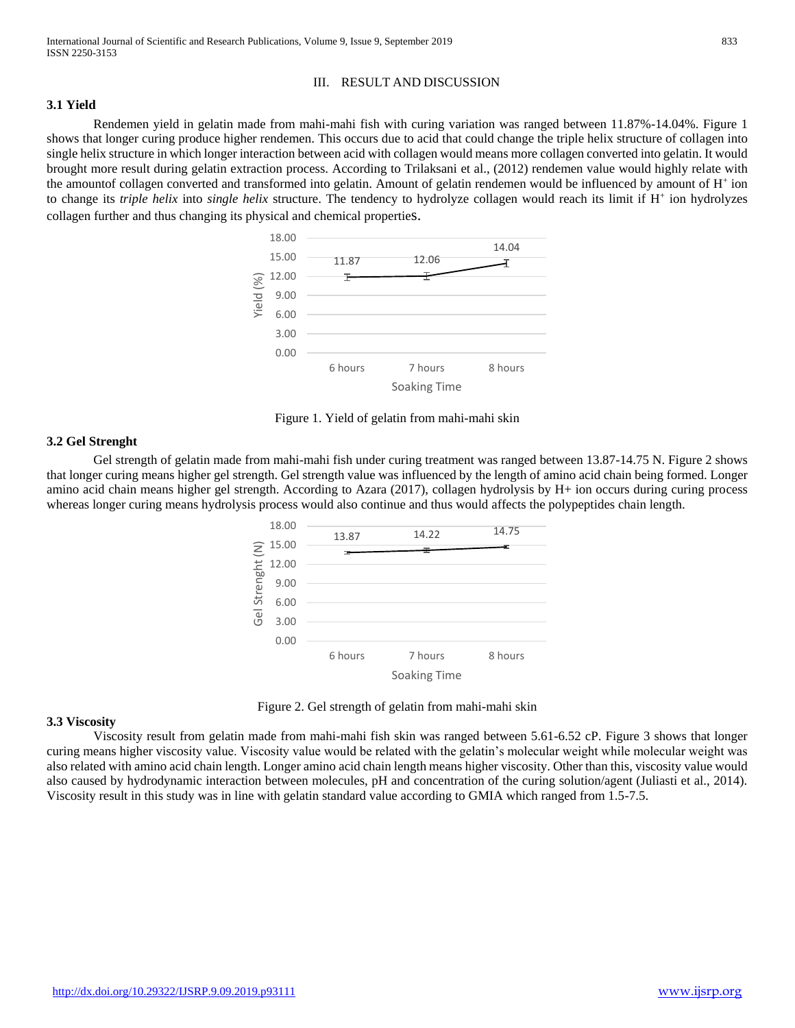## III. RESULT AND DISCUSSION

### 3.1 Yield

Rendemen yield in gelatin made from mahi-mahi fish with curing variation was ranged between 11.87%-14.04%. Figure 1 shows that longer curing produce higher rendemen. This occurs due to acid that could change the triple helix structure of collagen into single helix structure in which longer interaction between acid with collagen would means more collagen converted into gelatin. It would brought more result during gelatin extraction process. According to Trilaksani et al., (2012) rendemen value would highly relate with the amountof collagen converted and transformed into gelatin. Amount of gelatin rendemen would be influenced by amount of $H^+$ ion to change its *triple helix* into *single helix* structure. The tendency to hydrolyze collagen would reach its limit if $H^+$ ion hydrolyzes collagen further and thus changing its physical and chemical properties.

Figure 1. Yield of gelatin from mahi-mahi skin

### 3.2 Gel Strenght

Gel strength of gelatin made from mahi-mahi fish under curing treatment was ranged between 13.87-14.75 N. Figure 2 shows that longer curing means higher gel strength. Gel strength value was influenced by the length of amino acid chain being formed. Longer amino acid chain means higher gel strength. According to Azara (2017), collagen hydrolysis by H+ ion occurs during curing process whereas longer curing means hydrolysis process would also continue and thus would affects the polypeptides chain length.

Figure 2. Gel strength of gelatin from mahi-mahi skin

### 3.3 Viscosity

Viscosity result from gelatin made from mahi-mahi fish skin was ranged between 5.61-6.52 cP. Figure 3 shows that longer curing means higher viscosity value. Viscosity value would be related with the gelatin's molecular weight while molecular weight was also related with amino acid chain length. Longer amino acid chain length means higher viscosity. Other than this, viscosity value would also caused by hydrodynamic interaction between molecules, pH and concentration of the curing solution/agent (Juliasti et al., 2014). Viscosity result in this study was in line with gelatin standard value according to GMIA which ranged from 1.5-7.5.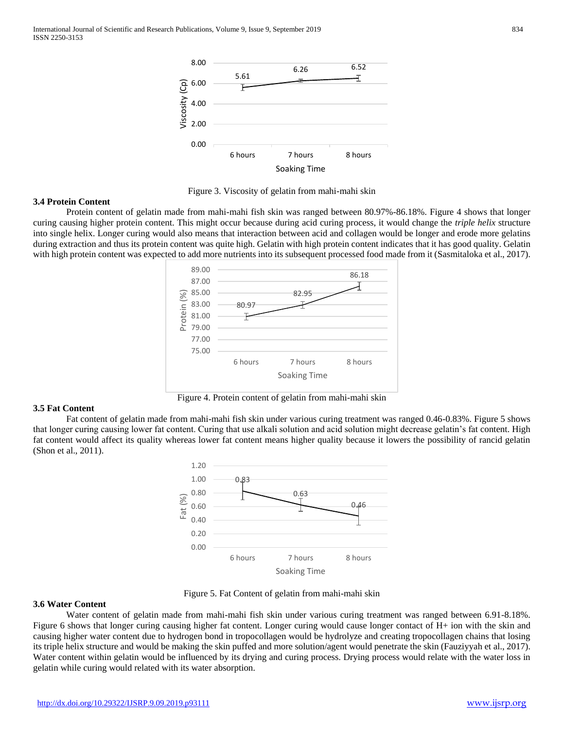Figure 3. Viscosity of gelatin from mahi-mahi skin

### 3.4 Protein Content

Protein content of gelatin made from mahi-mahi fish skin was ranged between 80.97%-86.18%. Figure 4 shows that longer curing causing higher protein content. This might occur because during acid curing process, it would change the *triple helix* structure into single helix. Longer curing would also means that interaction between acid and collagen would be longer and erode more gelatins during extraction and thus its protein content was quite high. Gelatin with high protein content indicates that it has good quality. Gelatin with high protein content was expected to add more nutrients into its subsequent processed food made from it (Sasmitaloka et al., 2017).

Figure 4. Protein content of gelatin from mahi-mahi skin

### 3.5 Fat Content

Fat content of gelatin made from mahi-mahi fish skin under various curing treatment was ranged 0.46-0.83%. Figure 5 shows that longer curing causing lower fat content. Curing that use alkali solution and acid solution might decrease gelatin's fat content. High fat content would affect its quality whereas lower fat content means higher quality because it lowers the possibility of rancid gelatin (Shon et al., 2011).

Figure 5. Fat Content of gelatin from mahi-mahi skin

### 3.6 Water Content

Water content of gelatin made from mahi-mahi fish skin under various curing treatment was ranged between 6.91-8.18%. Figure 6 shows that longer curing causing higher fat content. Longer curing would cause longer contact of H+ ion with the skin and causing higher water content due to hydrogen bond in tropocollagen would be hydrolyze and creating tropocollagen chains that losing its triple helix structure and would be making the skin puffed and more solution/agent would penetrate the skin (Fauziyyah et al., 2017). Water content within gelatin would be influenced by its drying and curing process. Drying process would relate with the water loss in gelatin while curing would related with its water absorption.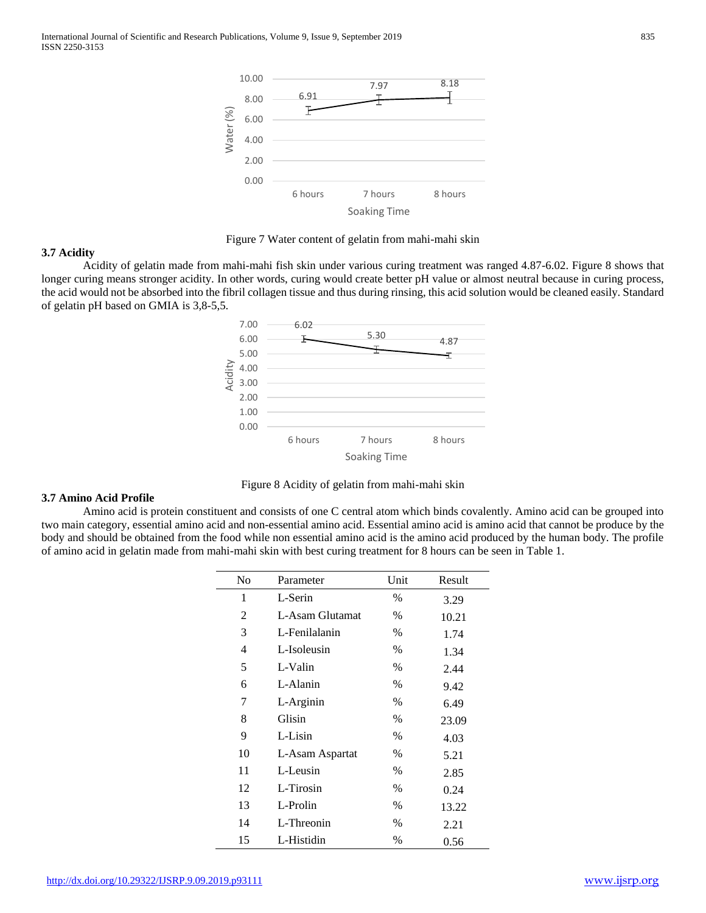Figure 7 Water content of gelatin from mahi-mahi skin

### 3.7 Acidity

Acidity of gelatin made from mahi-mahi fish skin under various curing treatment was ranged 4.87-6.02. Figure 8 shows that longer curing means stronger acidity. In other words, curing would create better pH value or almost neutral because in curing process, the acid would not be absorbed into the fibril collagen tissue and thus during rinsing, this acid solution would be cleaned easily. Standard of gelatin pH based on GMIA is 3,8-5,5.

Figure 8 Acidity of gelatin from mahi-mahi skin

### 3.7 Amino Acid Profile

Amino acid is protein constituent and consists of one C central atom which binds covalently. Amino acid can be grouped into two main category, essential amino acid and non-essential amino acid. Essential amino acid is amino acid that cannot be produce by the body and should be obtained from the food while non essential amino acid is the amino acid produced by the human body. The profile of amino acid in gelatin made from mahi-mahi skin with best curing treatment for 8 hours can be seen in Table 1.

| No | Parameter | Unit | Result |
|---|---|---|---|
| 1 | L-Serin | % | 3.29 |
| 2 | L-Asam Glutamat | % | 10.21 |
| 3 | L-Fenilalanin | % | 1.74 |
| 4 | L-Isoleusin | % | 1.34 |
| 5 | L-Valin | % | 2.44 |
| 6 | L-Alanin | % | 9.42 |
| 7 | L-Arginin | % | 6.49 |
| 8 | Glisin | % | 23.09 |
| 9 | L-Lisin | % | 4.03 |
| 10 | L-Asam Aspartat | % | 5.21 |
| 11 | L-Leusin | % | 2.85 |
| 12 | L-Tirosin | % | 0.24 |
| 13 | L-Prolin | % | 13.22 |
| 14 | L-Threonin | % | 2.21 |
| 15 | L-Histidin | % | 0.56 |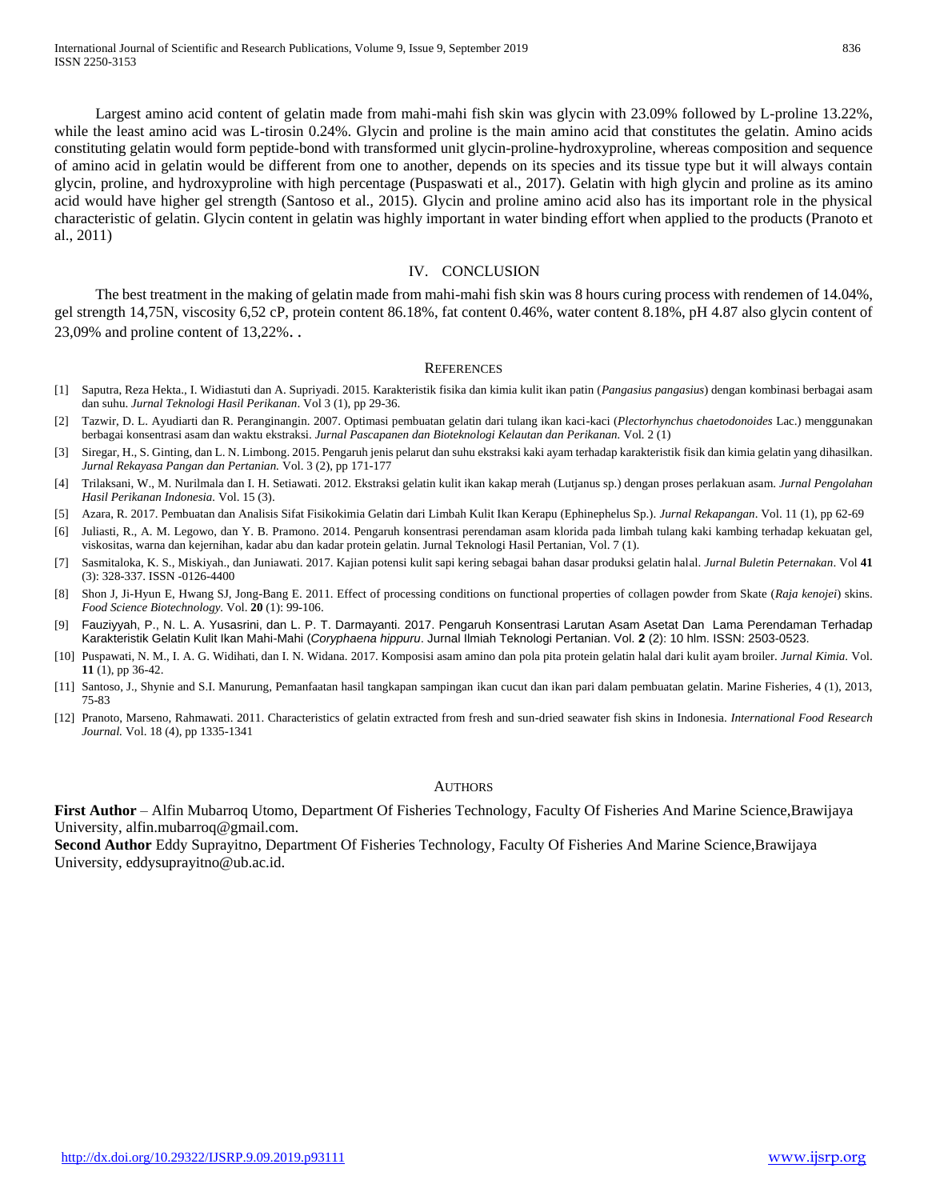Largest amino acid content of gelatin made from mahi-mahi fish skin was glycin with 23.09% followed by L-proline 13.22%, while the least amino acid was L-tirosin 0.24%. Glycin and proline is the main amino acid that constitutes the gelatin. Amino acids constituting gelatin would form peptide-bond with transformed unit glycin-proline-hydroxyproline, whereas composition and sequence of amino acid in gelatin would be different from one to another, depends on its species and its tissue type but it will always contain glycin, proline, and hydroxyproline with high percentage (Puspaswati et al., 2017). Gelatin with high glycin and proline as its amino acid would have higher gel strength (Santoso et al., 2015). Glycin and proline amino acid also has its important role in the physical characteristic of gelatin. Glycin content in gelatin was highly important in water binding effort when applied to the products (Pranoto et al., 2011)

## IV. CONCLUSION

The best treatment in the making of gelatin made from mahi-mahi fish skin was 8 hours curing process with rendemen of 14.04%, gel strength 14,75N, viscosity 6,52 cP, protein content 86.18%, fat content 0.46%, water content 8.18%, pH 4.87 also glycin content of 23,09% and proline content of 13,22%. .

## REFERENCES

[1] Saputra, Reza Hekta., I. Widiastuti dan A. Supriyadi. 2015. Karakteristik fisika dan kimia kulit ikan patin (*Pangasius pangasius*) dengan kombinasi berbagai asam dan suhu. *Jurnal Teknologi Hasil Perikanan*. Vol 3 (1), pp 29-36.

[2] Tazwir, D. L. Ayudiarti dan R. Peranginangin. 2007. Optimasi pembuatan gelatin dari tulang ikan kaci-kaci (*Plectorhynchus chaetodonoides* Lac.) menggunakan berbagai konsentrasi asam dan waktu ekstraksi. *Jurnal Pascapanen dan Bioteknologi Kelautan dan Perikanan.* Vol. 2 (1)

[3] Siregar, H., S. Ginting, dan L. N. Limbong. 2015. Pengaruh jenis pelarut dan suhu ekstraksi kaki ayam terhadap karakteristik fisik dan kimia gelatin yang dihasilkan. *Jurnal Rekayasa Pangan dan Pertanian.* Vol. 3 (2), pp 171-177

[4] Trilaksani, W., M. Nurilmala dan I. H. Setiawati. 2012. Ekstraksi gelatin kulit ikan kakap merah (Lutjanus sp.) dengan proses perlakuan asam. *Jurnal Pengolahan Hasil Perikanan Indonesia.* Vol. 15 (3).

[5] Azara, R. 2017. Pembuatan dan Analisis Sifat Fisikokimia Gelatin dari Limbah Kulit Ikan Kerapu (Ephinephelus Sp.). *Jurnal Rekapangan*. Vol. 11 (1), pp 62-69

[6] Juliasti, R., A. M. Legowo, dan Y. B. Pramono. 2014. Pengaruh konsentrasi perendaman asam klorida pada limbah tulang kaki kambing terhadap kekuatan gel, viskositas, warna dan kejernihan, kadar abu dan kadar protein gelatin. Jurnal Teknologi Hasil Pertanian, Vol. 7 (1).

[7] Sasmitaloka, K. S., Miskiyah., dan Juniawati. 2017. Kajian potensi kulit sapi kering sebagai bahan dasar produksi gelatin halal. *Jurnal Buletin Peternakan*. Vol **41** (3): 328-337. ISSN -0126-4400

[8] Shon J, Ji-Hyun E, Hwang SJ, Jong-Bang E. 2011. Effect of processing conditions on functional properties of collagen powder from Skate (*Raja kenojei*) skins. *Food Science Biotechnology.* Vol. **20** (1): 99-106.

[9] Fauziyyah, P., N. L. A. Yusasrini, dan L. P. T. Darmayanti. 2017. Pengaruh Konsentrasi Larutan Asam Asetat Dan Lama Perendaman Terhadap Karakteristik Gelatin Kulit Ikan Mahi-Mahi (*Coryphaena hippuru*. Jurnal Ilmiah Teknologi Pertanian. Vol. **2** (2): 10 hlm. ISSN: 2503-0523.

[10] Puspawati, N. M., I. A. G. Widihati, dan I. N. Widana. 2017. Komposisi asam amino dan pola pita protein gelatin halal dari kulit ayam broiler. *Jurnal Kimia.* Vol. **11** (1), pp 36-42.

[11] Santoso, J., Shynie and S.I. Manurung, Pemanfaatan hasil tangkapan sampingan ikan cucut dan ikan pari dalam pembuatan gelatin. Marine Fisheries, 4 (1), 2013, 75-83

[12] Pranoto, Marseno, Rahmawati. 2011. Characteristics of gelatin extracted from fresh and sun-dried seawater fish skins in Indonesia. *International Food Research Journal.* Vol. 18 (4), pp 1335-1341

## AUTHORS

**First Author** – Alfin Mubarroq Utomo, Department Of Fisheries Technology, Faculty Of Fisheries And Marine Science,Brawijaya University, alfin.mubarroq@gmail.com.

**Second Author** Eddy Suprayitno, Department Of Fisheries Technology, Faculty Of Fisheries And Marine Science,Brawijaya University, eddysuprayitno@ub.ac.id.